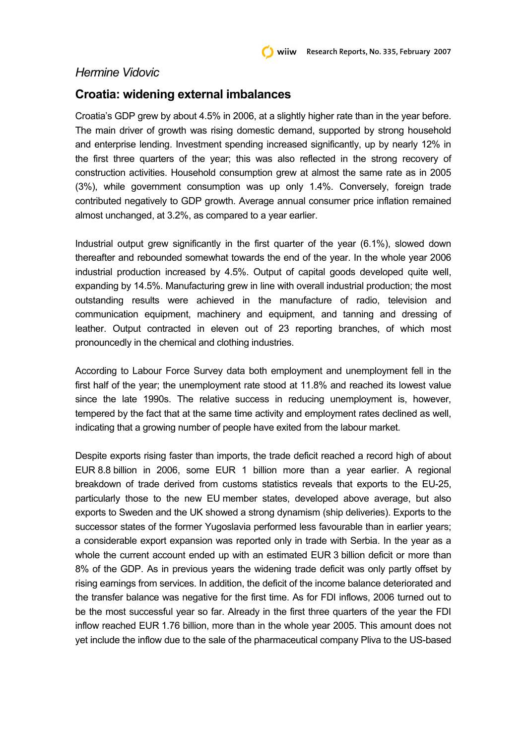*Hermine Vidovic*

## Croatia: widening external imbalances

Croatia's GDP grew by about 4.5% in 2006, at a slightly higher rate than in the year before. The main driver of growth was rising domestic demand, supported by strong household and enterprise lending. Investment spending increased significantly, up by nearly 12% in the first three quarters of the year; this was also reflected in the strong recovery of construction activities. Household consumption grew at almost the same rate as in 2005 (3%), while government consumption was up only 1.4%. Conversely, foreign trade contributed negatively to GDP growth. Average annual consumer price inflation remained almost unchanged, at 3.2%, as compared to a year earlier.

Industrial output grew significantly in the first quarter of the year (6.1%), slowed down thereafter and rebounded somewhat towards the end of the year. In the whole year 2006 industrial production increased by 4.5%. Output of capital goods developed quite well, expanding by 14.5%. Manufacturing grew in line with overall industrial production; the most outstanding results were achieved in the manufacture of radio, television and communication equipment, machinery and equipment, and tanning and dressing of leather. Output contracted in eleven out of 23 reporting branches, of which most pronouncedly in the chemical and clothing industries.

According to Labour Force Survey data both employment and unemployment fell in the first half of the year; the unemployment rate stood at 11.8% and reached its lowest value since the late 1990s. The relative success in reducing unemployment is, however, tempered by the fact that at the same time activity and employment rates declined as well, indicating that a growing number of people have exited from the labour market.

Despite exports rising faster than imports, the trade deficit reached a record high of about EUR 8.8 billion in 2006, some EUR 1 billion more than a year earlier. A regional breakdown of trade derived from customs statistics reveals that exports to the EU-25, particularly those to the new EU member states, developed above average, but also exports to Sweden and the UK showed a strong dynamism (ship deliveries). Exports to the successor states of the former Yugoslavia performed less favourable than in earlier years; a considerable export expansion was reported only in trade with Serbia. In the year as a whole the current account ended up with an estimated EUR 3 billion deficit or more than 8% of the GDP. As in previous years the widening trade deficit was only partly offset by rising earnings from services. In addition, the deficit of the income balance deteriorated and the transfer balance was negative for the first time. As for FDI inflows, 2006 turned out to be the most successful year so far. Already in the first three quarters of the year the FDI inflow reached EUR 1.76 billion, more than in the whole year 2005. This amount does not yet include the inflow due to the sale of the pharmaceutical company Pliva to the US-based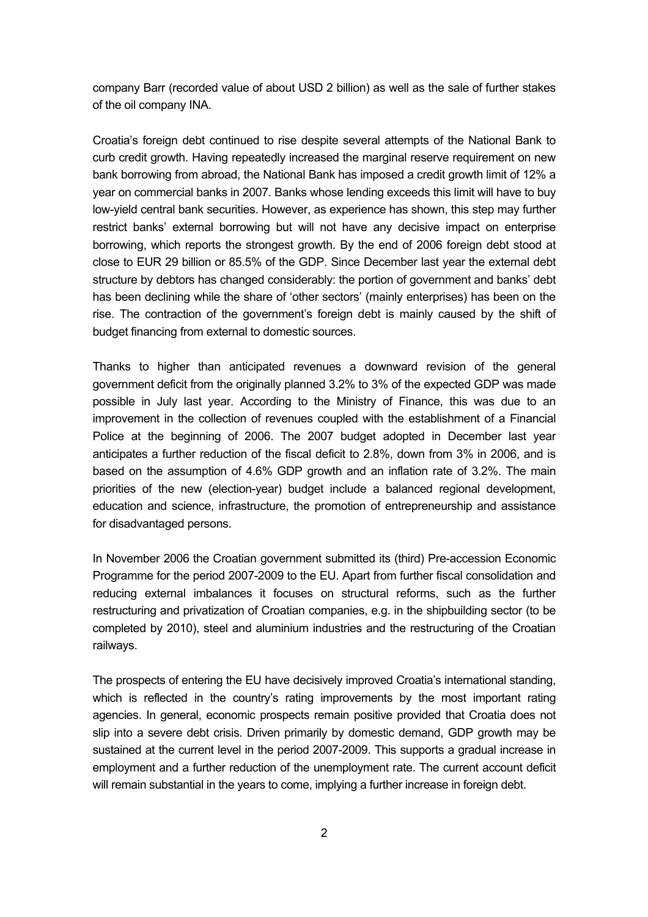company Barr (recorded value of about USD 2 billion) as well as the sale of further stakes of the oil company INA.

Croatia's foreign debt continued to rise despite several attempts of the National Bank to curb credit growth. Having repeatedly increased the marginal reserve requirement on new bank borrowing from abroad, the National Bank has imposed a credit growth limit of 12% a year on commercial banks in 2007. Banks whose lending exceeds this limit will have to buy low-yield central bank securities. However, as experience has shown, this step may further restrict banks' external borrowing but will not have any decisive impact on enterprise borrowing, which reports the strongest growth. By the end of 2006 foreign debt stood at close to EUR 29 billion or 85.5% of the GDP. Since December last year the external debt structure by debtors has changed considerably: the portion of government and banks' debt has been declining while the share of 'other sectors' (mainly enterprises) has been on the rise. The contraction of the government's foreign debt is mainly caused by the shift of budget financing from external to domestic sources.

Thanks to higher than anticipated revenues a downward revision of the general government deficit from the originally planned 3.2% to 3% of the expected GDP was made possible in July last year. According to the Ministry of Finance, this was due to an improvement in the collection of revenues coupled with the establishment of a Financial Police at the beginning of 2006. The 2007 budget adopted in December last year anticipates a further reduction of the fiscal deficit to 2.8%, down from 3% in 2006, and is based on the assumption of 4.6% GDP growth and an inflation rate of 3.2%. The main priorities of the new (election-year) budget include a balanced regional development, education and science, infrastructure, the promotion of entrepreneurship and assistance for disadvantaged persons.

In November 2006 the Croatian government submitted its (third) Pre-accession Economic Programme for the period 2007-2009 to the EU. Apart from further fiscal consolidation and reducing external imbalances it focuses on structural reforms, such as the further restructuring and privatization of Croatian companies, e.g. in the shipbuilding sector (to be completed by 2010), steel and aluminium industries and the restructuring of the Croatian railways.

The prospects of entering the EU have decisively improved Croatia's international standing, which is reflected in the country's rating improvements by the most important rating agencies. In general, economic prospects remain positive provided that Croatia does not slip into a severe debt crisis. Driven primarily by domestic demand, GDP growth may be sustained at the current level in the period 2007-2009. This supports a gradual increase in employment and a further reduction of the unemployment rate. The current account deficit will remain substantial in the years to come, implying a further increase in foreign debt.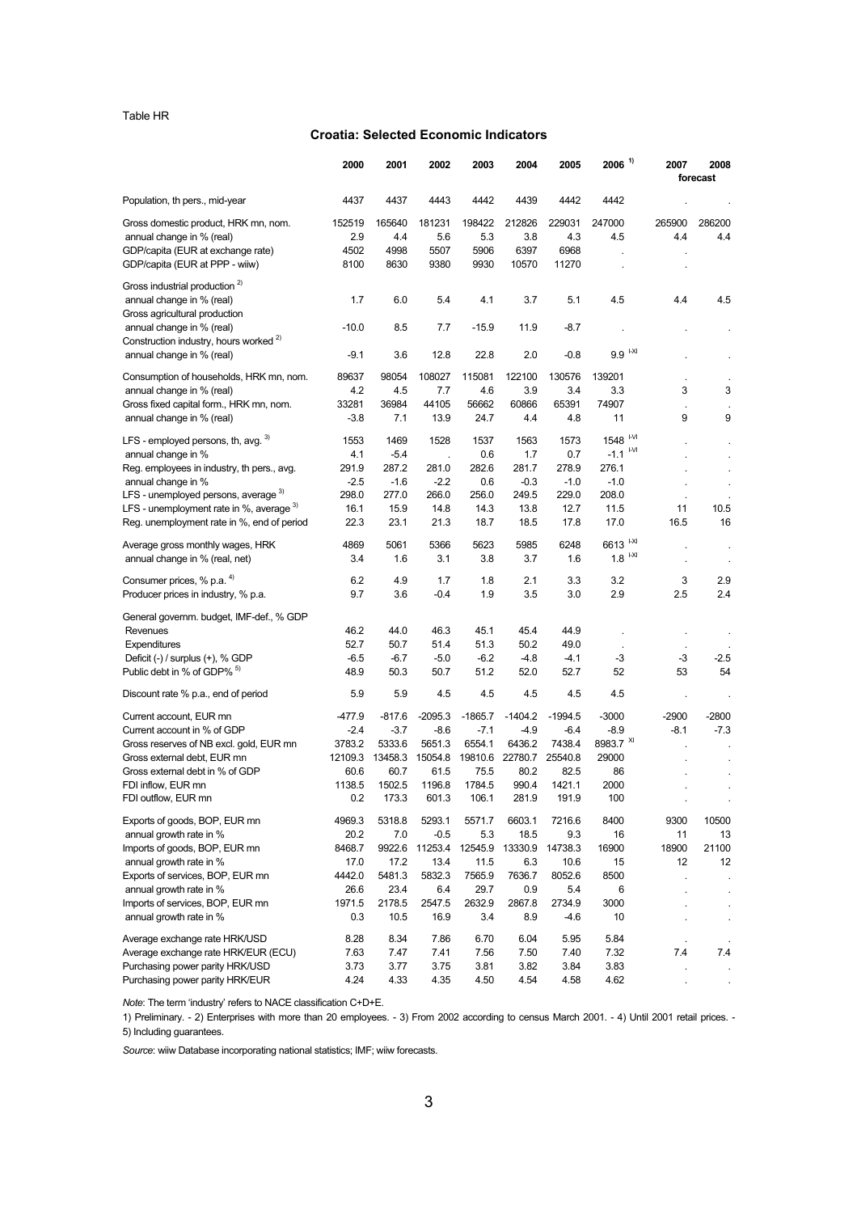Table HR

## Croatia: Selected Economic Indicators

| | 2000 | 2001 | 2002 | 2003 | 2004 | 2005 | 2006 [1)] | 2007 forecast | 2008 forecast |
|---|---|---|---|---|---|---|---|---|---|
| Population, th pers., mid-year | 4437 | 4437 | 4443 | 4442 | 4439 | 4442 | 4442 | . | . |
| Gross domestic product, HRK mn, nom. | 152519 | 165640 | 181231 | 198422 | 212826 | 229031 | 247000 | 265900 | 286200 |
| annual change in % (real) | 2.9 | 4.4 | 5.6 | 5.3 | 3.8 | 4.3 | 4.5 | 4.4 | 4.4 |
| GDP/capita (EUR at exchange rate) | 4502 | 4998 | 5507 | 5906 | 6397 | 6968 | . | . | |
| GDP/capita (EUR at PPP - wiiw) | 8100 | 8630 | 9380 | 9930 | 10570 | 11270 | . | . | |
| Gross industrial production [2)] | | | | | | | | | |
| annual change in % (real) | 1.7 | 6.0 | 5.4 | 4.1 | 3.7 | 5.1 | 4.5 | 4.4 | 4.5 |
| Gross agricultural production | | | | | | | | | |
| annual change in % (real) | -10.0 | 8.5 | 7.7 | -15.9 | 11.9 | -8.7 | . | . | . |
| Construction industry, hours worked [2)] | | | | | | | | | |
| annual change in % (real) | -9.1 | 3.6 | 12.8 | 22.8 | 2.0 | -0.8 | 9.9 [I-XI] | . | . |
| Consumption of households, HRK mn, nom. | 89637 | 98054 | 108027 | 115081 | 122100 | 130576 | 139201 | . | . |
| annual change in % (real) | 4.2 | 4.5 | 7.7 | 4.6 | 3.9 | 3.4 | 3.3 | 3 | 3 |
| Gross fixed capital form., HRK mn, nom. | 33281 | 36984 | 44105 | 56662 | 60866 | 65391 | 74907 | . | . |
| annual change in % (real) | -3.8 | 7.1 | 13.9 | 24.7 | 4.4 | 4.8 | 11 | 9 | 9 |
| LFS - employed persons, th, avg. [3)] | 1553 | 1469 | 1528 | 1537 | 1563 | 1573 | 1548 [I-VI] | . | . |
| annual change in % | 4.1 | -5.4 | . | 0.6 | 1.7 | 0.7 | -1.1 [I-VI] | . | . |
| Reg. employees in industry, th pers., avg. | 291.9 | 287.2 | 281.0 | 282.6 | 281.7 | 278.9 | 276.1 | . | . |
| annual change in % | -2.5 | -1.6 | -2.2 | 0.6 | -0.3 | -1.0 | -1.0 | . | . |
| LFS - unemployed persons, average [3)] | 298.0 | 277.0 | 266.0 | 256.0 | 249.5 | 229.0 | 208.0 | . | . |
| LFS - unemployment rate in %, average [3)] | 16.1 | 15.9 | 14.8 | 14.3 | 13.8 | 12.7 | 11.5 | 11 | 10.5 |
| Reg. unemployment rate in %, end of period | 22.3 | 23.1 | 21.3 | 18.7 | 18.5 | 17.8 | 17.0 | 16.5 | 16 |
| Average gross monthly wages, HRK | 4869 | 5061 | 5366 | 5623 | 5985 | 6248 | 6613 [I-XI] | . | . |
| annual change in % (real, net) | 3.4 | 1.6 | 3.1 | 3.8 | 3.7 | 1.6 | 1.8 [I-XI] | . | . |
| Consumer prices, % p.a. [4)] | 6.2 | 4.9 | 1.7 | 1.8 | 2.1 | 3.3 | 3.2 | 3 | 2.9 |
| Producer prices in industry, % p.a. | 9.7 | 3.6 | -0.4 | 1.9 | 3.5 | 3.0 | 2.9 | 2.5 | 2.4 |
| General governm. budget, IMF-def., % GDP | | | | | | | | | |
| Revenues | 46.2 | 44.0 | 46.3 | 45.1 | 45.4 | 44.9 | . | . | . |
| Expenditures | 52.7 | 50.7 | 51.4 | 51.3 | 50.2 | 49.0 | . | . | . |
| Deficit (-) / surplus (+), % GDP | -6.5 | -6.7 | -5.0 | -6.2 | -4.8 | -4.1 | -3 | -3 | -2.5 |
| Public debt in % of GDP% [5)] | 48.9 | 50.3 | 50.7 | 51.2 | 52.0 | 52.7 | 52 | 53 | 54 |
| Discount rate % p.a., end of period | 5.9 | 5.9 | 4.5 | 4.5 | 4.5 | 4.5 | 4.5 | . | . |
| Current account, EUR mn | -477.9 | -817.6 | -2095.3 | -1865.7 | -1404.2 | -1994.5 | -3000 | -2900 | -2800 |
| Current account in % of GDP | -2.4 | -3.7 | -8.6 | -7.1 | -4.9 | -6.4 | -8.9 | -8.1 | -7.3 |
| Gross reserves of NB excl. gold, EUR mn | 3783.2 | 5333.6 | 5651.3 | 6554.1 | 6436.2 | 7438.4 | 8983.7 [XI] | . | . |
| Gross external debt, EUR mn | 12109.3 | 13458.3 | 15054.8 | 19810.6 | 22780.7 | 25540.8 | 29000 | . | . |
| Gross external debt in % of GDP | 60.6 | 60.7 | 61.5 | 75.5 | 80.2 | 82.5 | 86 | . | . |
| FDI inflow, EUR mn | 1138.5 | 1502.5 | 1196.8 | 1784.5 | 990.4 | 1421.1 | 2000 | . | . |
| FDI outflow, EUR mn | 0.2 | 173.3 | 601.3 | 106.1 | 281.9 | 191.9 | 100 | . | . |
| Exports of goods, BOP, EUR mn | 4969.3 | 5318.8 | 5293.1 | 5571.7 | 6603.1 | 7216.6 | 8400 | 9300 | 10500 |
| annual growth rate in % | 20.2 | 7.0 | -0.5 | 5.3 | 18.5 | 9.3 | 16 | 11 | 13 |
| Imports of goods, BOP, EUR mn | 8468.7 | 9922.6 | 11253.4 | 12545.9 | 13330.9 | 14738.3 | 16900 | 18900 | 21100 |
| annual growth rate in % | 17.0 | 17.2 | 13.4 | 11.5 | 6.3 | 10.6 | 15 | 12 | 12 |
| Exports of services, BOP, EUR mn | 4442.0 | 5481.3 | 5832.3 | 7565.9 | 7636.7 | 8052.6 | 8500 | . | . |
| annual growth rate in % | 26.6 | 23.4 | 6.4 | 29.7 | 0.9 | 5.4 | 6 | . | . |
| Imports of services, BOP, EUR mn | 1971.5 | 2178.5 | 2547.5 | 2632.9 | 2867.8 | 2734.9 | 3000 | . | . |
| annual growth rate in % | 0.3 | 10.5 | 16.9 | 3.4 | 8.9 | -4.6 | 10 | . | . |
| Average exchange rate HRK/USD | 8.28 | 8.34 | 7.86 | 6.70 | 6.04 | 5.95 | 5.84 | . | . |
| Average exchange rate HRK/EUR (ECU) | 7.63 | 7.47 | 7.41 | 7.56 | 7.50 | 7.40 | 7.32 | 7.4 | 7.4 |
| Purchasing power parity HRK/USD | 3.73 | 3.77 | 3.75 | 3.81 | 3.82 | 3.84 | 3.83 | . | . |
| Purchasing power parity HRK/EUR | 4.24 | 4.33 | 4.35 | 4.50 | 4.54 | 4.58 | 4.62 | . | . |

*Note*: The term 'industry' refers to NACE classification C+D+E.

1) Preliminary. - 2) Enterprises with more than 20 employees. - 3) From 2002 according to census March 2001. - 4) Until 2001 retail prices. - 5) Including guarantees.

*Source*: wiiw Database incorporating national statistics; IMF; wiiw forecasts.